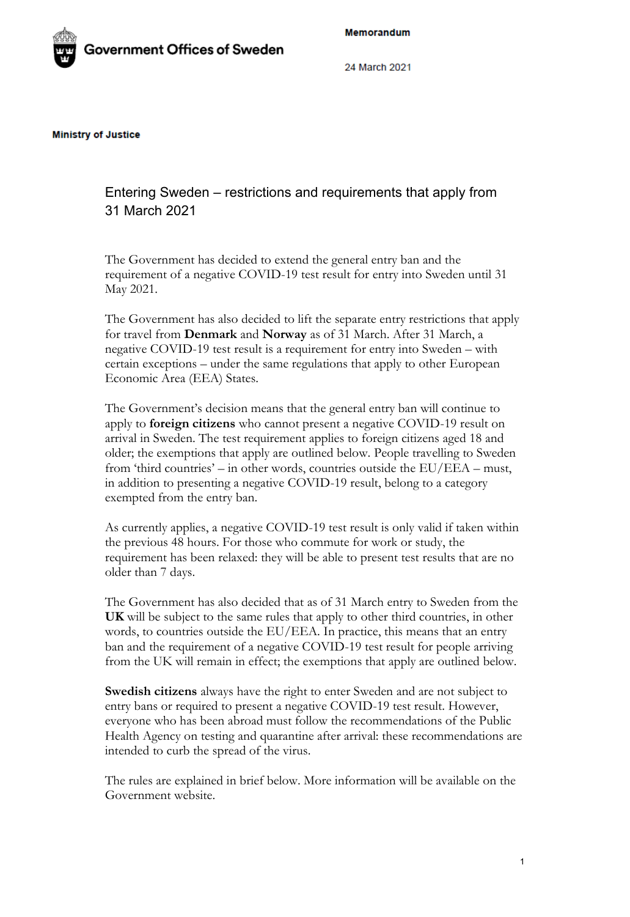Government Offices of Sweden

**Memorandum**

24 March 2021

**Ministry of Justice**

# Entering Sweden – restrictions and requirements that apply from 31 March 2021

The Government has decided to extend the general entry ban and the requirement of a negative COVID-19 test result for entry into Sweden until 31 May 2021.

The Government has also decided to lift the separate entry restrictions that apply for travel from **Denmark** and **Norway** as of 31 March. After 31 March, a negative COVID-19 test result is a requirement for entry into Sweden – with certain exceptions – under the same regulations that apply to other European Economic Area (EEA) States.

The Government's decision means that the general entry ban will continue to apply to **foreign citizens** who cannot present a negative COVID-19 result on arrival in Sweden. The test requirement applies to foreign citizens aged 18 and older; the exemptions that apply are outlined below. People travelling to Sweden from 'third countries' – in other words, countries outside the EU/EEA – must, in addition to presenting a negative COVID-19 result, belong to a category exempted from the entry ban.

As currently applies, a negative COVID-19 test result is only valid if taken within the previous 48 hours. For those who commute for work or study, the requirement has been relaxed: they will be able to present test results that are no older than 7 days.

The Government has also decided that as of 31 March entry to Sweden from the **UK** will be subject to the same rules that apply to other third countries, in other words, to countries outside the EU/EEA. In practice, this means that an entry ban and the requirement of a negative COVID-19 test result for people arriving from the UK will remain in effect; the exemptions that apply are outlined below.

**Swedish citizens** always have the right to enter Sweden and are not subject to entry bans or required to present a negative COVID-19 test result. However, everyone who has been abroad must follow the recommendations of the Public Health Agency on testing and quarantine after arrival: these recommendations are intended to curb the spread of the virus.

The rules are explained in brief below. More information will be available on the Government website.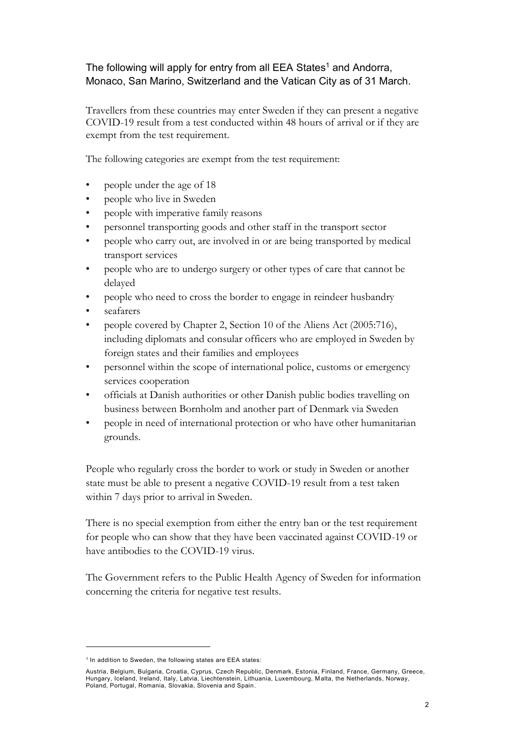The following will apply for entry from all EEA States[1] and Andorra, Monaco, San Marino, Switzerland and the Vatican City as of 31 March.

Travellers from these countries may enter Sweden if they can present a negative COVID-19 result from a test conducted within 48 hours of arrival or if they are exempt from the test requirement.

The following categories are exempt from the test requirement:

- people under the age of 18
- people who live in Sweden
- people with imperative family reasons
- personnel transporting goods and other staff in the transport sector
- people who carry out, are involved in or are being transported by medical transport services
- people who are to undergo surgery or other types of care that cannot be delayed
- people who need to cross the border to engage in reindeer husbandry
- seafarers
- people covered by Chapter 2, Section 10 of the Aliens Act (2005:716), including diplomats and consular officers who are employed in Sweden by foreign states and their families and employees
- personnel within the scope of international police, customs or emergency services cooperation
- officials at Danish authorities or other Danish public bodies travelling on business between Bornholm and another part of Denmark via Sweden
- people in need of international protection or who have other humanitarian grounds.

People who regularly cross the border to work or study in Sweden or another state must be able to present a negative COVID-19 result from a test taken within 7 days prior to arrival in Sweden.

There is no special exemption from either the entry ban or the test requirement for people who can show that they have been vaccinated against COVID-19 or have antibodies to the COVID-19 virus.

The Government refers to the Public Health Agency of Sweden for information concerning the criteria for negative test results.

---

[1] In addition to Sweden, the following states are EEA states:

Austria, Belgium, Bulgaria, Croatia, Cyprus, Czech Republic, Denmark, Estonia, Finland, France, Germany, Greece, Hungary, Iceland, Ireland, Italy, Latvia, Liechtenstein, Lithuania, Luxembourg, Malta, the Netherlands, Norway, Poland, Portugal, Romania, Slovakia, Slovenia and Spain.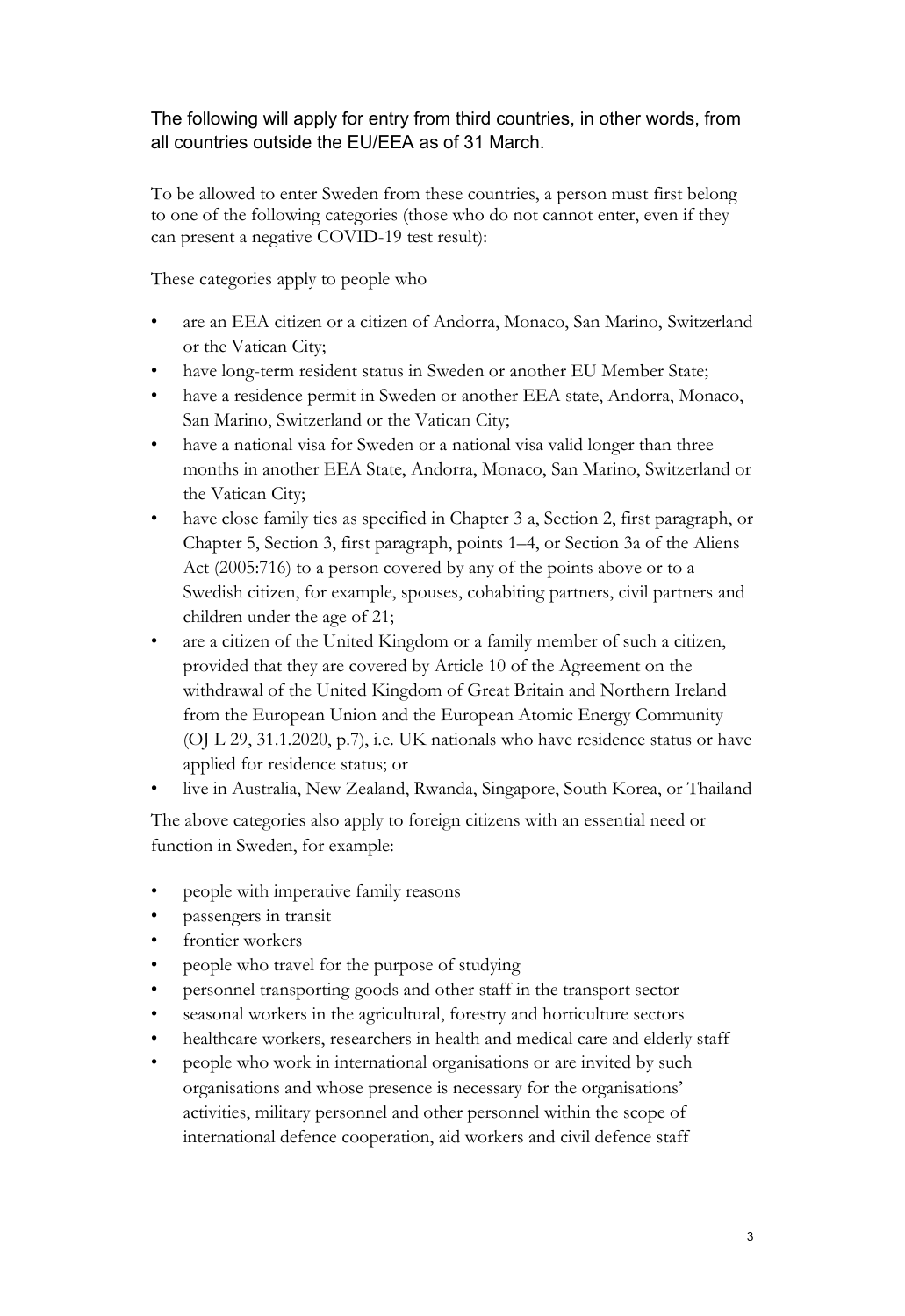The following will apply for entry from third countries, in other words, from all countries outside the EU/EEA as of 31 March.

To be allowed to enter Sweden from these countries, a person must first belong to one of the following categories (those who do not cannot enter, even if they can present a negative COVID-19 test result):

These categories apply to people who

- are an EEA citizen or a citizen of Andorra, Monaco, San Marino, Switzerland or the Vatican City;
- have long-term resident status in Sweden or another EU Member State;
- have a residence permit in Sweden or another EEA state, Andorra, Monaco, San Marino, Switzerland or the Vatican City;
- have a national visa for Sweden or a national visa valid longer than three months in another EEA State, Andorra, Monaco, San Marino, Switzerland or the Vatican City;
- have close family ties as specified in Chapter 3 a, Section 2, first paragraph, or Chapter 5, Section 3, first paragraph, points 1–4, or Section 3a of the Aliens Act (2005:716) to a person covered by any of the points above or to a Swedish citizen, for example, spouses, cohabiting partners, civil partners and children under the age of 21;
- are a citizen of the United Kingdom or a family member of such a citizen, provided that they are covered by Article 10 of the Agreement on the withdrawal of the United Kingdom of Great Britain and Northern Ireland from the European Union and the European Atomic Energy Community (OJ L 29, 31.1.2020, p.7), i.e. UK nationals who have residence status or have applied for residence status; or
- live in Australia, New Zealand, Rwanda, Singapore, South Korea, or Thailand

The above categories also apply to foreign citizens with an essential need or function in Sweden, for example:

- people with imperative family reasons
- passengers in transit
- frontier workers
- people who travel for the purpose of studying
- personnel transporting goods and other staff in the transport sector
- seasonal workers in the agricultural, forestry and horticulture sectors
- healthcare workers, researchers in health and medical care and elderly staff
- people who work in international organisations or are invited by such organisations and whose presence is necessary for the organisations' activities, military personnel and other personnel within the scope of international defence cooperation, aid workers and civil defence staff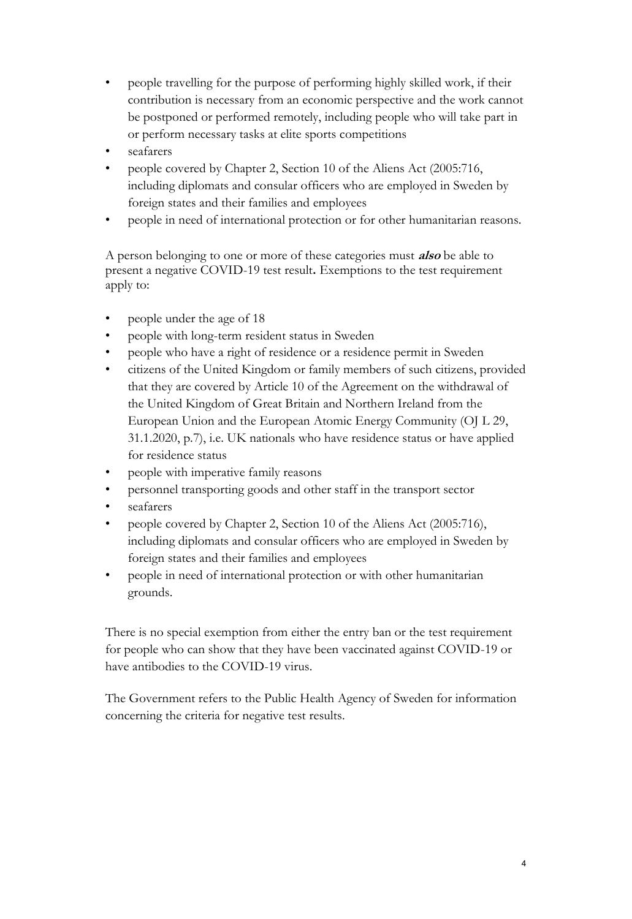- people travelling for the purpose of performing highly skilled work, if their contribution is necessary from an economic perspective and the work cannot be postponed or performed remotely, including people who will take part in or perform necessary tasks at elite sports competitions
- seafarers
- people covered by Chapter 2, Section 10 of the Aliens Act (2005:716, including diplomats and consular officers who are employed in Sweden by foreign states and their families and employees
- people in need of international protection or for other humanitarian reasons.

A person belonging to one or more of these categories must ***also*** be able to present a negative COVID-19 test result**.** Exemptions to the test requirement apply to:

- people under the age of 18
- people with long-term resident status in Sweden
- people who have a right of residence or a residence permit in Sweden
- citizens of the United Kingdom or family members of such citizens, provided that they are covered by Article 10 of the Agreement on the withdrawal of the United Kingdom of Great Britain and Northern Ireland from the European Union and the European Atomic Energy Community (OJ L 29, 31.1.2020, p.7), i.e. UK nationals who have residence status or have applied for residence status
- people with imperative family reasons
- personnel transporting goods and other staff in the transport sector
- seafarers
- people covered by Chapter 2, Section 10 of the Aliens Act (2005:716), including diplomats and consular officers who are employed in Sweden by foreign states and their families and employees
- people in need of international protection or with other humanitarian grounds.

There is no special exemption from either the entry ban or the test requirement for people who can show that they have been vaccinated against COVID-19 or have antibodies to the COVID-19 virus.

The Government refers to the Public Health Agency of Sweden for information concerning the criteria for negative test results.